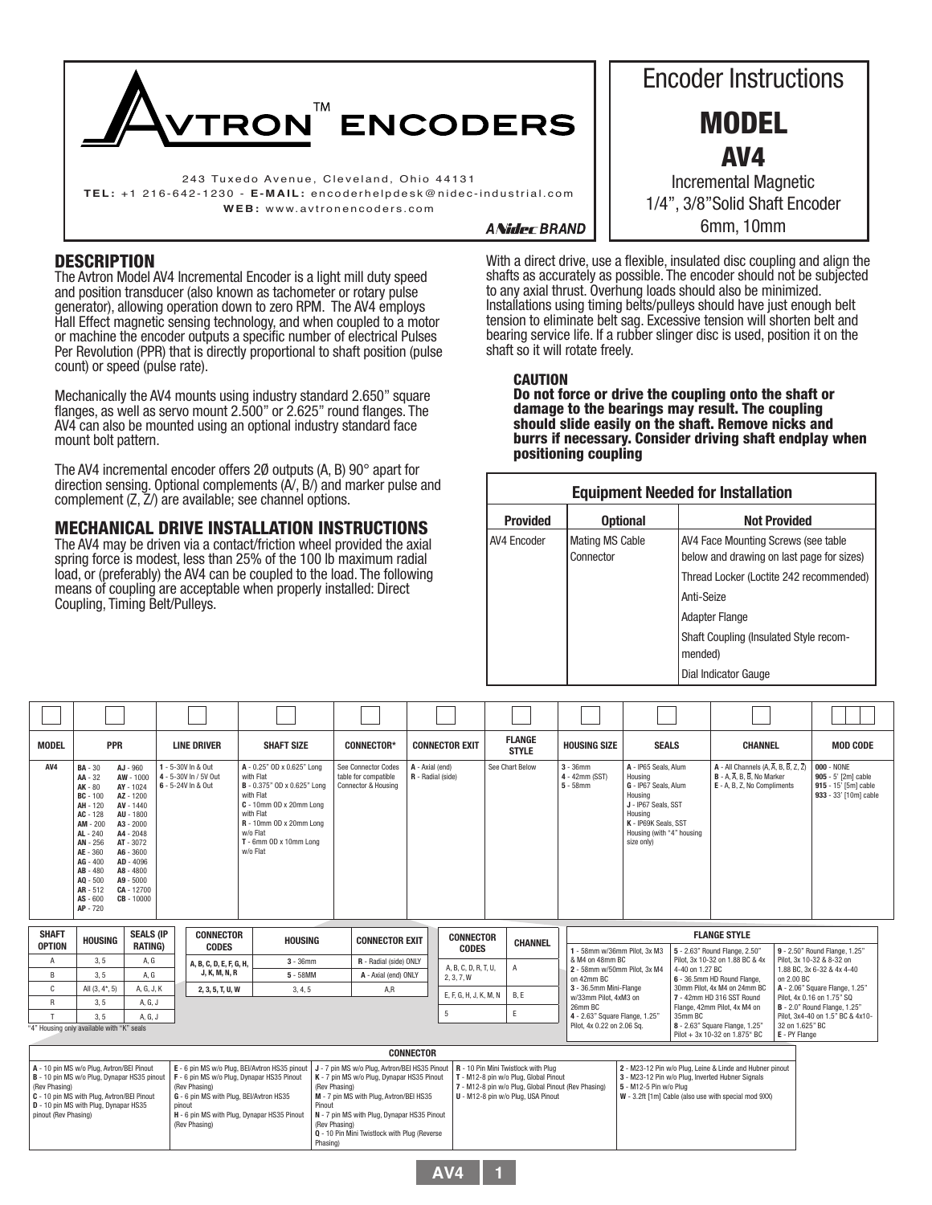# AVTRON™ ENCODERS

243 Tuxedo Avenue, Cleveland, Ohio 44131
**TEL:** +1 216-642-1230 - **E-MAIL:** encoderhelpdesk@nidec-industrial.com
**WEB:** www.avtronencoders.com

A Nidec BRAND

# Encoder Instructions

# MODEL AV4

Incremental Magnetic
1/4", 3/8" Solid Shaft Encoder
6mm, 10mm

## DESCRIPTION

The Avtron Model AV4 Incremental Encoder is a light mill duty speed and position transducer (also known as tachometer or rotary pulse generator), allowing operation down to zero RPM. The AV4 employs Hall Effect magnetic sensing technology, and when coupled to a motor or machine the encoder outputs a specific number of electrical Pulses Per Revolution (PPR) that is directly proportional to shaft position (pulse count) or speed (pulse rate).

Mechanically the AV4 mounts using industry standard 2.650" square flanges, as well as servo mount 2.500" or 2.625" round flanges. The AV4 can also be mounted using an optional industry standard face mount bolt pattern.

The AV4 incremental encoder offers 2Ø outputs (A, B) 90° apart for direction sensing. Optional complements (A/, B/) and marker pulse and complement (Z, Z/) are available; see channel options.

## MECHANICAL DRIVE INSTALLATION INSTRUCTIONS

The AV4 may be driven via a contact/friction wheel provided the axial spring force is modest, less than 25% of the 100 lb maximum radial load, or (preferably) the AV4 can be coupled to the load. The following means of coupling are acceptable when properly installed: Direct Coupling, Timing Belt/Pulleys.

With a direct drive, use a flexible, insulated disc coupling and align the shafts as accurately as possible. The encoder should not be subjected to any axial thrust. Overhung loads should also be minimized. Installations using timing belts/pulleys should have just enough belt tension to eliminate belt sag. Excessive tension will shorten belt and bearing service life. If a rubber slinger disc is used, position it on the shaft so it will rotate freely.

**CAUTION**

**Do not force or drive the coupling onto the shaft or damage to the bearings may result. The coupling should slide easily on the shaft. Remove nicks and burrs if necessary. Consider driving shaft endplay when positioning coupling**

| Equipment Needed for Installation | | |
|---|---|---|
| **Provided** | **Optional** | **Not Provided** |
| AV4 Encoder | Mating MS Cable Connector | AV4 Face Mounting Screws (see table below and drawing on last page for sizes) |
| | | Thread Locker (Loctite 242 recommended) |
| | | Anti-Seize |
| | | Adapter Flange |
| | | Shaft Coupling (Insulated Style recommended) |
| | | Dial Indicator Gauge |

| MODEL | PPR | LINE DRIVER | SHAFT SIZE | CONNECTOR* | CONNECTOR EXIT | FLANGE STYLE | HOUSING SIZE | SEALS | CHANNEL | MOD CODE |
|---|---|---|---|---|---|---|---|---|---|---|
| AV4 | BA - 30, AA - 32, AK - 80, BC - 100, AH - 120, AC - 128, AM - 200, AL - 240, AN - 256, AE - 360, AG - 400, AB - 480, AQ - 500, AR - 512, AS - 600, AP - 720, AJ - 960, AW - 1000, AY - 1024, AZ - 1200, AV - 1440, AU - 1800, A3 - 2000, A4 - 2048, AT - 3072, A6 - 3600, AD - 4096, A8 - 4800, A9 - 5000, CA - 12700, CB - 10000 | 1 - 5-30V In & Out; 4 - 5-30V In / 5V Out; 6 - 5-24V In & Out | A - 0.25" OD x 0.625" Long with Flat; B - 0.375" OD x 0.625" Long with Flat; C - 10mm OD x 20mm Long with Flat; R - 10mm OD x 20mm Long w/o Flat; T - 6mm OD x 10mm Long w/o Flat | See Connector Codes table for compatible Connector & Housing | A - Axial (end); R - Radial (side) | See Chart Below | 3 - 36mm; 4 - 42mm (SST); 5 - 58mm | A - IP65 Seals, Alum Housing; G - IP67 Seals, Alum Housing; J - IP67 Seals, SST Housing; K - IP69K Seals, SST Housing (with "4" housing size only) | A - All Channels (A, A̅, B, B̅, Z, Z̅); B - A, A̅, B, B̅, No Marker; E - A, B, Z, No Compliments | 000 - NONE; 905 - 5' [2m] cable; 915 - 15' [5m] cable; 933 - 33' [10m] cable |

| SHAFT OPTION | HOUSING | SEALS (IP RATING) |
|---|---|---|
| A | 3, 5 | A, G |
| B | 3, 5 | A, G |
| C | All (3, 4*, 5) | A, G, J, K |
| R | 3, 5 | A, G, J |
| T | 3, 5 | A, G, J |

*4" Housing only available with "K" seals

| CONNECTOR CODES | HOUSING | CONNECTOR EXIT |
|---|---|---|
| A, B, C, D, E, F, G, H, J, K, M, N, R | 3 - 36mm | R - Radial (side) ONLY |
| | 5 - 58MM | A - Axial (end) ONLY |
| 2, 3, 5, T, U, W | 3, 4, 5 | A,R |

| CONNECTOR CODES | CHANNEL |
|---|---|
| A, B, C, D, R, T, U, 2, 3, 7, W | A |
| E, F, G, H, J, K, M, N | B, E |
| 5 | E |

**FLANGE STYLE**

- 1 - 58mm w/36mm Pilot, 3x M3 & M4 on 48mm BC
- 2 - 58mm w/50mm Pilot, 3x M4 on 42mm BC
- 3 - 36.5mm Mini-Flange w/33mm Pilot, 4xM3 on 26mm BC
- 4 - 2.63" Square Flange, 1.25" Pilot, 4x 0.22 on 2.06 Sq.
- 5 - 2.63" Round Flange, 2.50" Pilot, 3x 10-32 on 1.88 BC & 4x 4-40 on 1.27 BC
- 6 - 36.5mm HD Round Flange, 30mm Pilot, 4x M4 on 24mm BC
- 7 - 42mm HD 316 SST Round Flange, 42mm Pilot, 4x M4 on 35mm BC
- 8 - 2.63" Square Flange, 1.25" Pilot + 3x 10-32 on 1.875" BC
- 9 - 2.50" Round Flange, 1.25" Pilot, 3x 10-32 & 8-32 on 1.88 BC, 3x 6-32 & 4x 4-40 on 2.00 BC
- A - 2.06" Square Flange, 1.25" Pilot, 4x 0.16 on 1.75" SQ
- B - 2.0" Round Flange, 1.25" Pilot, 3x4-40 on 1.5" BC & 4x10-32 on 1.625" BC
- E - PY Flange

**CONNECTOR**

- A - 10 pin MS w/o Plug, Avtron/BEI Pinout
- B - 10 pin MS w/o Plug, Dynapar HS35 pinout (Rev Phasing)
- C - 10 pin MS with Plug, Avtron/BEI Pinout
- D - 10 pin MS with Plug, Dynapar HS35 pinout (Rev Phasing)
- E - 6 pin MS w/o Plug, BEI/Avtron HS35 pinout
- F - 6 pin MS w/o Plug, Dynapar HS35 Pinout (Rev Phasing)
- G - 6 pin MS with Plug, BEI/Avtron HS35 pinout
- H - 6 pin MS with Plug, Dynapar HS35 Pinout (Rev Phasing)
- J - 7 pin MS w/o Plug, Avtron/BEI HS35 Pinout
- K - 7 pin MS w/o Plug, Dynapar HS35 Pinout (Rev Phasing)
- M - 7 pin MS with Plug, Avtron/BEI HS35 Pinout
- N - 7 pin MS with Plug, Dynapar HS35 Pinout (Rev Phasing)
- Q - 10 Pin Mini Twistlock with Plug (Reverse Phasing)
- R - 10 Pin Mini Twistlock with Plug
- T - M12-8 pin w/o Plug, Global Pinout
- 7 - M12-8 pin w/o Plug, Global Pinout (Rev Phasing)
- U - M12-8 pin w/o Plug, USA Pinout
- 2 - M23-12 Pin w/o Plug, Leine & Linde and Hubner pinout
- 3 - M23-12 Pin w/o Plug, Inverted Hubner Signals
- 5 - M12-5 Pin w/o Plug
- W - 3.2ft [1m] Cable (also use with special mod 9XX)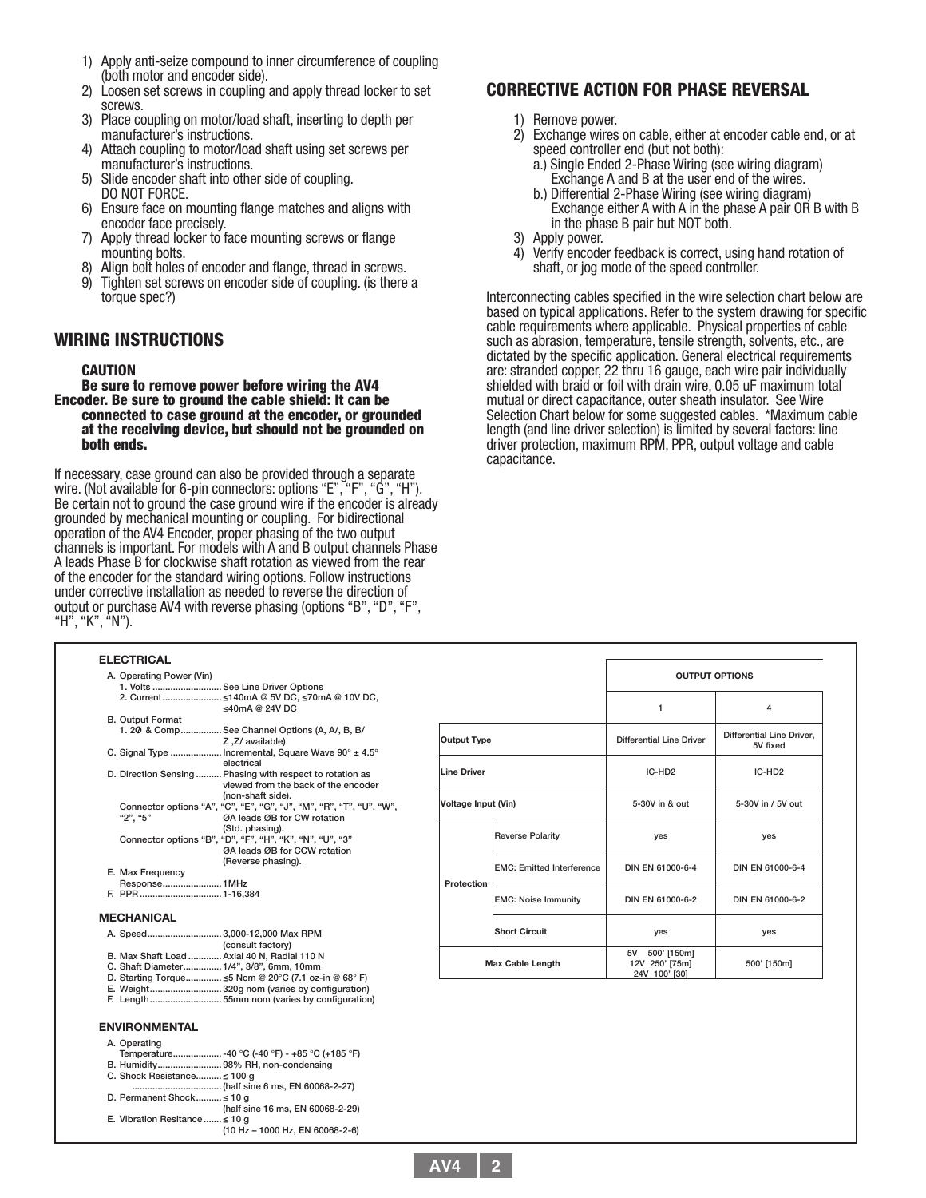1) Apply anti-seize compound to inner circumference of coupling (both motor and encoder side).
2) Loosen set screws in coupling and apply thread locker to set screws.
3) Place coupling on motor/load shaft, inserting to depth per manufacturer's instructions.
4) Attach coupling to motor/load shaft using set screws per manufacturer's instructions.
5) Slide encoder shaft into other side of coupling. DO NOT FORCE.
6) Ensure face on mounting flange matches and aligns with encoder face precisely.
7) Apply thread locker to face mounting screws or flange mounting bolts.
8) Align bolt holes of encoder and flange, thread in screws.
9) Tighten set screws on encoder side of coupling. (is there a torque spec?)

## WIRING INSTRUCTIONS

### CAUTION

**Be sure to remove power before wiring the AV4 Encoder. Be sure to ground the cable shield: It can be connected to case ground at the encoder, or grounded at the receiving device, but should not be grounded on both ends.**

If necessary, case ground can also be provided through a separate wire. (Not available for 6-pin connectors: options "E", "F", "G", "H"). Be certain not to ground the case ground wire if the encoder is already grounded by mechanical mounting or coupling. For bidirectional operation of the AV4 Encoder, proper phasing of the two output channels is important. For models with A and B output channels Phase A leads Phase B for clockwise shaft rotation as viewed from the rear of the encoder for the standard wiring options. Follow instructions under corrective installation as needed to reverse the direction of output or purchase AV4 with reverse phasing (options "B", "D", "F", "H", "K", "N").

## CORRECTIVE ACTION FOR PHASE REVERSAL

1) Remove power.
2) Exchange wires on cable, either at encoder cable end, or at speed controller end (but not both):
   a.) Single Ended 2-Phase Wiring (see wiring diagram) Exchange A and B at the user end of the wires.
   b.) Differential 2-Phase Wiring (see wiring diagram) Exchange either A with A in the phase A pair OR B with B in the phase B pair but NOT both.
3) Apply power.
4) Verify encoder feedback is correct, using hand rotation of shaft, or jog mode of the speed controller.

Interconnecting cables specified in the wire selection chart below are based on typical applications. Refer to the system drawing for specific cable requirements where applicable. Physical properties of cable such as abrasion, temperature, tensile strength, solvents, etc., are dictated by the specific application. General electrical requirements are: stranded copper, 22 thru 16 gauge, each wire pair individually shielded with braid or foil with drain wire, 0.05 uF maximum total mutual or direct capacitance, outer sheath insulator. See Wire Selection Chart below for some suggested cables. *Maximum cable length (and line driver selection) is limited by several factors: line driver protection, maximum RPM, PPR, output voltage and cable capacitance.

### ELECTRICAL

A. Operating Power (Vin)
   1. Volts .......................... See Line Driver Options
   2. Current ...................... ≤140mA @ 5V DC, ≤70mA @ 10V DC, ≤40mA @ 24V DC

B. Output Format
   1. 2Ø & Comp ............... See Channel Options (A, A/, B, B/ Z ,Z/ available)

C. Signal Type ................... Incremental, Square Wave 90° ± 4.5° electrical

D. Direction Sensing .......... Phasing with respect to rotation as viewed from the back of the encoder (non-shaft side).
   Connector options "A", "C", "E", "G", "J", "M", "R", "T", "U", "W", "2", "5" ØA leads ØB for CW rotation (Std. phasing).
   Connector options "B", "D", "F", "H", "K", "N", "U", "3" ØA leads ØB for CCW rotation (Reverse phasing).

E. Max Frequency Response ...................... 1MHz

F. PPR ............................... 1-16,384

### MECHANICAL

A. Speed ............................ 3,000-12,000 Max RPM (consult factory)
B. Max Shaft Load ............. Axial 40 N, Radial 110 N
C. Shaft Diameter ............... 1/4", 3/8", 6mm, 10mm
D. Starting Torque .............. ≤5 Ncm @ 20°C (7.1 oz-in @ 68° F)
E. Weight ............................ 320g nom (varies by configuration)
F. Length ............................ 55mm nom (varies by configuration)

### ENVIRONMENTAL

A. Operating Temperature .................. -40 °C (-40 °F) - +85 °C (+185 °F)
B. Humidity ......................... 98% RH, non-condensing
C. Shock Resistance .......... ≤ 100 g (half sine 6 ms, EN 60068-2-27)
D. Permanent Shock .......... ≤ 10 g (half sine 16 ms, EN 60068-2-29)
E. Vibration Resitance ....... ≤ 10 g (10 Hz – 1000 Hz, EN 60068-2-6)

| | | OUTPUT OPTIONS | |
|---|---|---|---|
| | | 1 | 4 |
| Output Type | | Differential Line Driver | Differential Line Driver, 5V fixed |
| Line Driver | | IC-HD2 | IC-HD2 |
| Voltage Input (Vin) | | 5-30V in & out | 5-30V in / 5V out |
| Protection | Reverse Polarity | yes | yes |
| | EMC: Emitted Interference | DIN EN 61000-6-4 | DIN EN 61000-6-4 |
| | EMC: Noise Immunity | DIN EN 61000-6-2 | DIN EN 61000-6-2 |
| | Short Circuit | yes | yes |
| Max Cable Length | | 5V 500' [150m] 12V 250' [75m] 24V 100' [30] | 500' [150m] |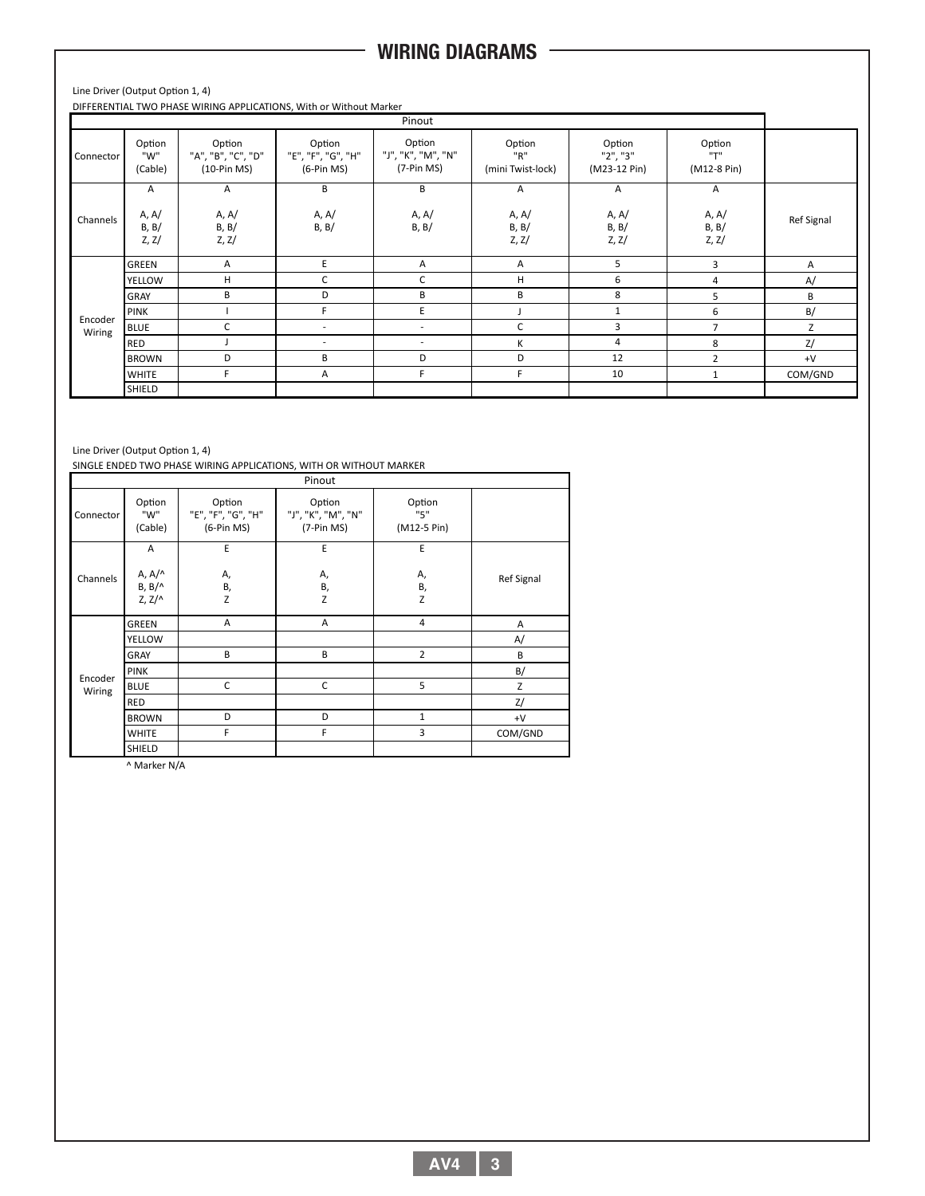## WIRING DIAGRAMS

Line Driver (Output Option 1, 4)

DIFFERENTIAL TWO PHASE WIRING APPLICATIONS, With or Without Marker

| | Pinout | | | | | | | |
|---|---|---|---|---|---|---|---|---|
| Connector | | Option "W" (Cable) | Option "A", "B", "C", "D" (10-Pin MS) | Option "E", "F", "G", "H" (6-Pin MS) | Option "J", "K", "M", "N" (7-Pin MS) | Option "R" (mini Twist-lock) | Option "2", "3" (M23-12 Pin) | Option "T" (M12-8 Pin) | |
| Channels | | A<br>A, A/<br>B, B/<br>Z, Z/ | A<br>A, A/<br>B, B/<br>Z, Z/ | B<br>A, A/<br>B, B/ | B<br>A, A/<br>B, B/ | A<br>A, A/<br>B, B/<br>Z, Z/ | A<br>A, A/<br>B, B/<br>Z, Z/ | A<br>A, A/<br>B, B/<br>Z, Z/ | Ref Signal |
| Encoder Wiring | GREEN | A | E | A | A | 5 | 3 | A |
| | YELLOW | H | C | C | H | 6 | 4 | A/ |
| | GRAY | B | D | B | B | 8 | 5 | B |
| | PINK | I | F | E | J | 1 | 6 | B/ |
| | BLUE | C | - | - | C | 3 | 7 | Z |
| | RED | J | - | - | K | 4 | 8 | Z/ |
| | BROWN | D | B | D | D | 12 | 2 | +V |
| | WHITE | F | A | F | F | 10 | 1 | COM/GND |
| | SHIELD | | | | | | | |

Line Driver (Output Option 1, 4)

SINGLE ENDED TWO PHASE WIRING APPLICATIONS, WITH OR WITHOUT MARKER

| | Pinout | | | | |
|---|---|---|---|---|---|
| Connector | Option "W" (Cable) | Option "E", "F", "G", "H" (6-Pin MS) | Option "J", "K", "M", "N" (7-Pin MS) | Option "5" (M12-5 Pin) | |
| Channels | A<br>A, A/^<br>B, B/^<br>Z, Z/^ | E<br>A,<br>B,<br>Z | E<br>A,<br>B,<br>Z | E<br>A,<br>B,<br>Z | Ref Signal |
| Encoder Wiring | GREEN | A | A | 4 | A |
| | YELLOW | | | | A/ |
| | GRAY | B | B | 2 | B |
| | PINK | | | | B/ |
| | BLUE | C | C | 5 | Z |
| | RED | | | | Z/ |
| | BROWN | D | D | 1 | +V |
| | WHITE | F | F | 3 | COM/GND |
| | SHIELD | | | | |

^ Marker N/A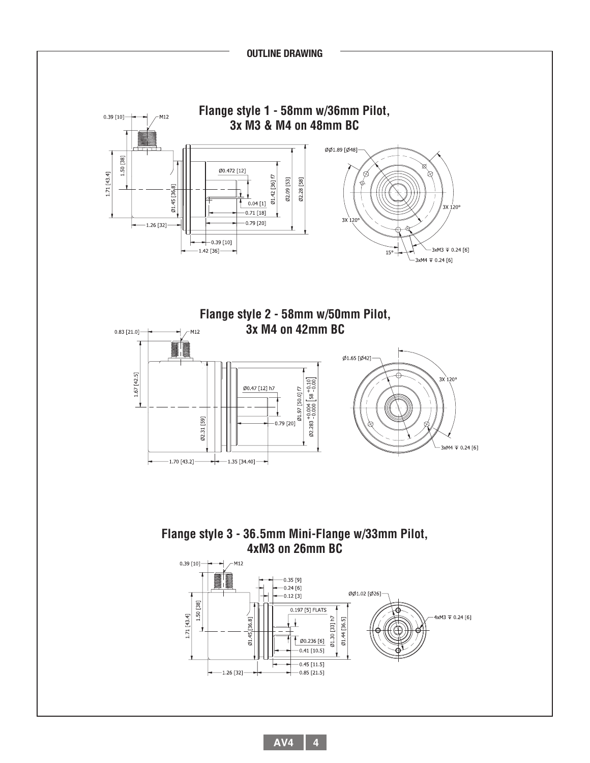## OUTLINE DRAWING

### Flange style 1 - 58mm w/36mm Pilot, 3x M3 & M4 on 48mm BC

0.39 [10]
M12
1.50 [38]
1.71 [43.4]
Ø1.45 [36.8]
Ø0.472 [12]
0.04 [1]
0.71 [18]
0.79 [20]
Ø1.42 [36] f7
Ø2.09 [53]
Ø2.28 [58]
1.26 [32]
0.39 [10]
1.42 [36]
ØØ1.89 [Ø48]
3X 120°
3X 120°
15°
3xM3 ⌵ 0.24 [6]
3xM4 ⌵ 0.24 [6]

### Flange style 2 - 58mm w/50mm Pilot, 3x M4 on 42mm BC

0.83 [21.0]
M12
1.67 [42.5]
Ø0.47 [12] h7
Ø1.97 [50.0] f7
Ø2.283 +0.004/-0.000 [58 +0.10/-0.00]
0.79 [20]
Ø2.31 [59]
1.70 [43.2]
1.35 [34.40]
Ø1.65 [Ø42]
3X 120°
3xM4 ⌵ 0.24 [6]

### Flange style 3 - 36.5mm Mini-Flange w/33mm Pilot, 4xM3 on 26mm BC

0.39 [10]
M12
0.35 [9]
0.24 [6]
0.12 [3]
1.50 [38]
1.71 [43.4]
Ø1.45 [36.8]
0.197 [5] FLATS
Ø0.236 [6]
0.41 [10.5]
Ø1.30 [33] h7
Ø1.44 [36.5]
0.45 [11.5]
0.85 [21.5]
1.26 [32]
ØØ1.02 [Ø26]
4xM3 ⌵ 0.24 [6]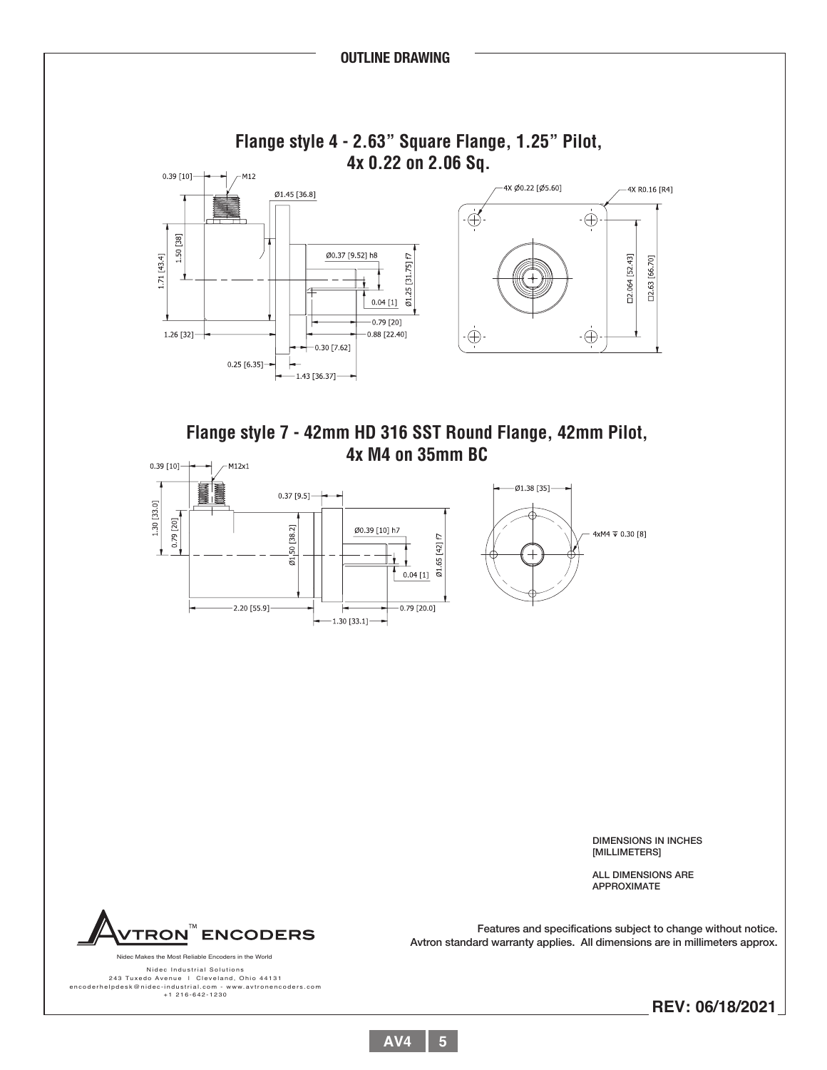## OUTLINE DRAWING

### Flange style 4 - 2.63" Square Flange, 1.25" Pilot, 4x 0.22 on 2.06 Sq.

0.39 [10]
M12
Ø1.45 [36.8]
1.50 [38]
1.71 [43.4]
Ø0.37 [9.52] h8
Ø1.25 [31.75] f7
0.04 [1]
0.79 [20]
0.88 [22.40]
1.26 [32]
0.30 [7.62]
0.25 [6.35]
1.43 [36.37]
4X Ø0.22 [Ø5.60]
4X R0.16 [R4]
□2.064 [52.43]
□2.63 [66.70]

### Flange style 7 - 42mm HD 316 SST Round Flange, 42mm Pilot, 4x M4 on 35mm BC

0.39 [10]
M12x1
0.37 [9.5]
1.30 [33.0]
0.79 [20]
Ø1.50 [38.2]
Ø0.39 [10] h7
Ø1.65 [42] f7
0.04 [1]
2.20 [55.9]
0.79 [20.0]
1.30 [33.1]
Ø1.38 [35]
4xM4 ↧ 0.30 [8]

DIMENSIONS IN INCHES [MILLIMETERS]

ALL DIMENSIONS ARE APPROXIMATE

AVTRON™ ENCODERS

Nidec Makes the Most Reliable Encoders in the World

Nidec Industrial Solutions
243 Tuxedo Avenue | Cleveland, Ohio 44131
encoderhelpdesk@nidec-industrial.com - www.avtronencoders.com
+1 216-642-1230

Features and specifications subject to change without notice.
Avtron standard warranty applies. All dimensions are in millimeters approx.

**REV: 06/18/2021**